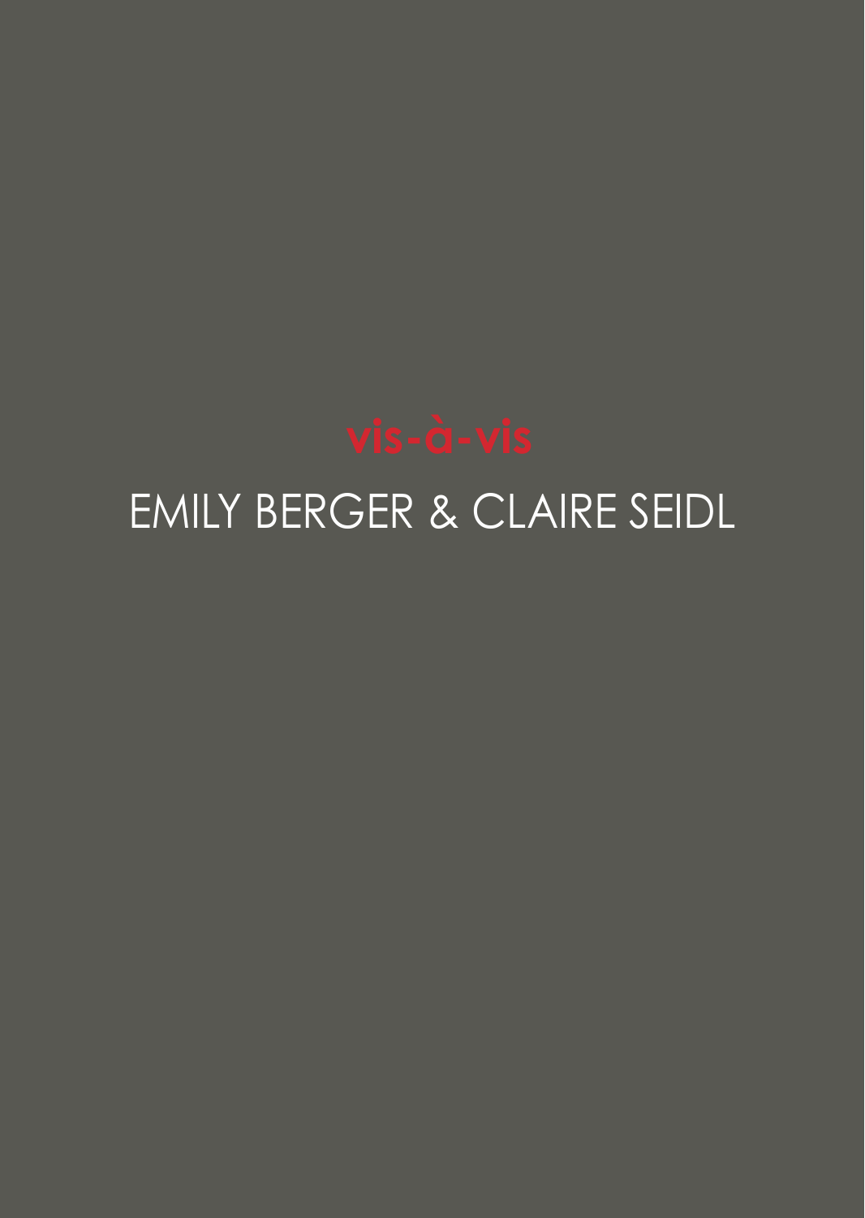# vis-à-vis

## EMILY BERGER & CLAIRE SEIDL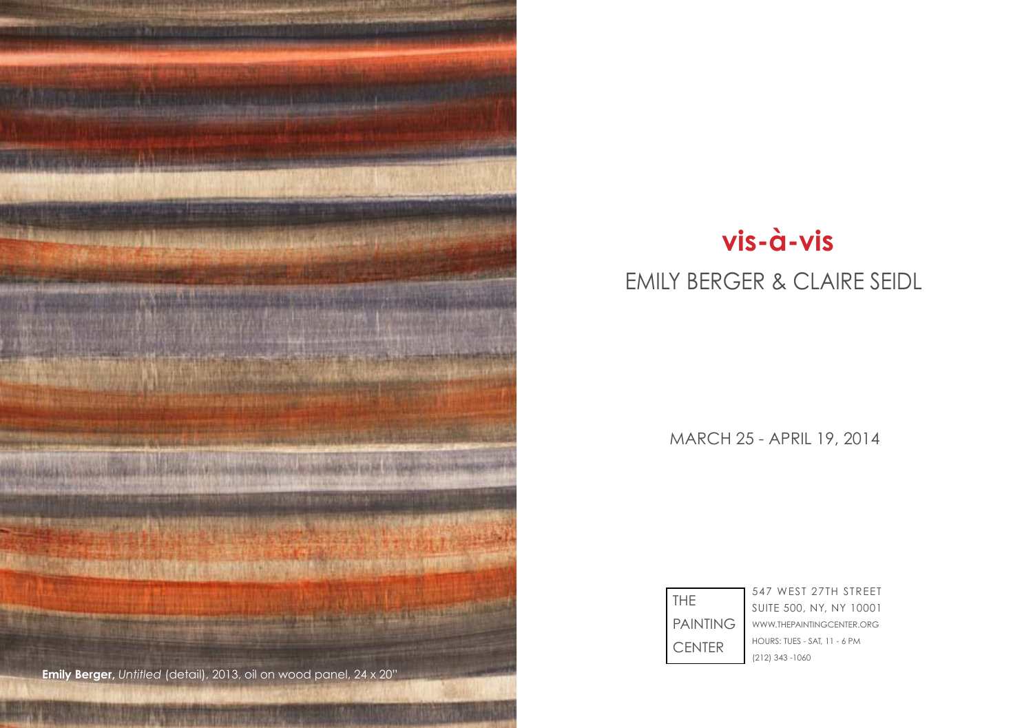**Emily Berger,** *Untitled* (detail), 2013, oil on wood panel, 24 x 20"

# vis-à-vis

## EMILY BERGER & CLAIRE SEIDL

MARCH 25 - APRIL 19, 2014

THE PAINTING CENTER

547 WEST 27TH STREET
SUITE 500, NY, NY 10001
WWW.THEPAINTINGCENTER.ORG
HOURS: TUES - SAT, 11 - 6 PM
(212) 343 -1060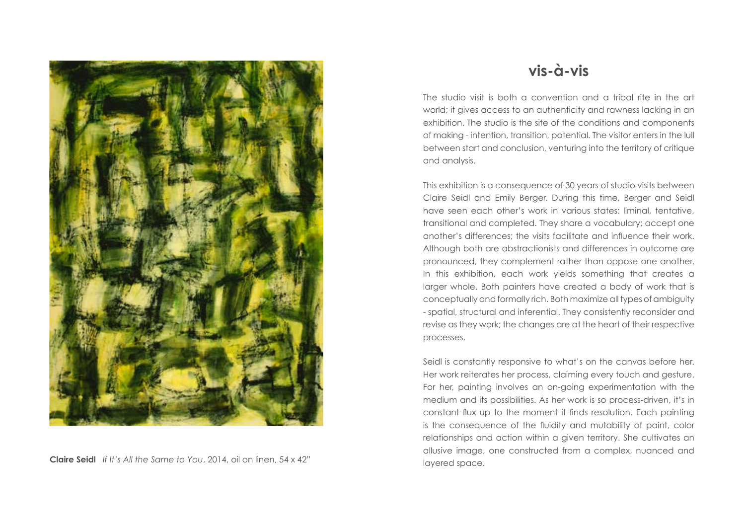**Claire Seidl** *If It's All the Same to You*, 2014, oil on linen, 54 x 42"

## vis-à-vis

The studio visit is both a convention and a tribal rite in the art world; it gives access to an authenticity and rawness lacking in an exhibition. The studio is the site of the conditions and components of making - intention, transition, potential. The visitor enters in the lull between start and conclusion, venturing into the territory of critique and analysis.

This exhibition is a consequence of 30 years of studio visits between Claire Seidl and Emily Berger. During this time, Berger and Seidl have seen each other's work in various states: liminal, tentative, transitional and completed. They share a vocabulary; accept one another's differences; the visits facilitate and influence their work. Although both are abstractionists and differences in outcome are pronounced, they complement rather than oppose one another. In this exhibition, each work yields something that creates a larger whole. Both painters have created a body of work that is conceptually and formally rich. Both maximize all types of ambiguity - spatial, structural and inferential. They consistently reconsider and revise as they work; the changes are at the heart of their respective processes.

Seidl is constantly responsive to what's on the canvas before her. Her work reiterates her process, claiming every touch and gesture. For her, painting involves an on-going experimentation with the medium and its possibilities. As her work is so process-driven, it's in constant flux up to the moment it finds resolution. Each painting is the consequence of the fluidity and mutability of paint, color relationships and action within a given territory. She cultivates an allusive image, one constructed from a complex, nuanced and layered space.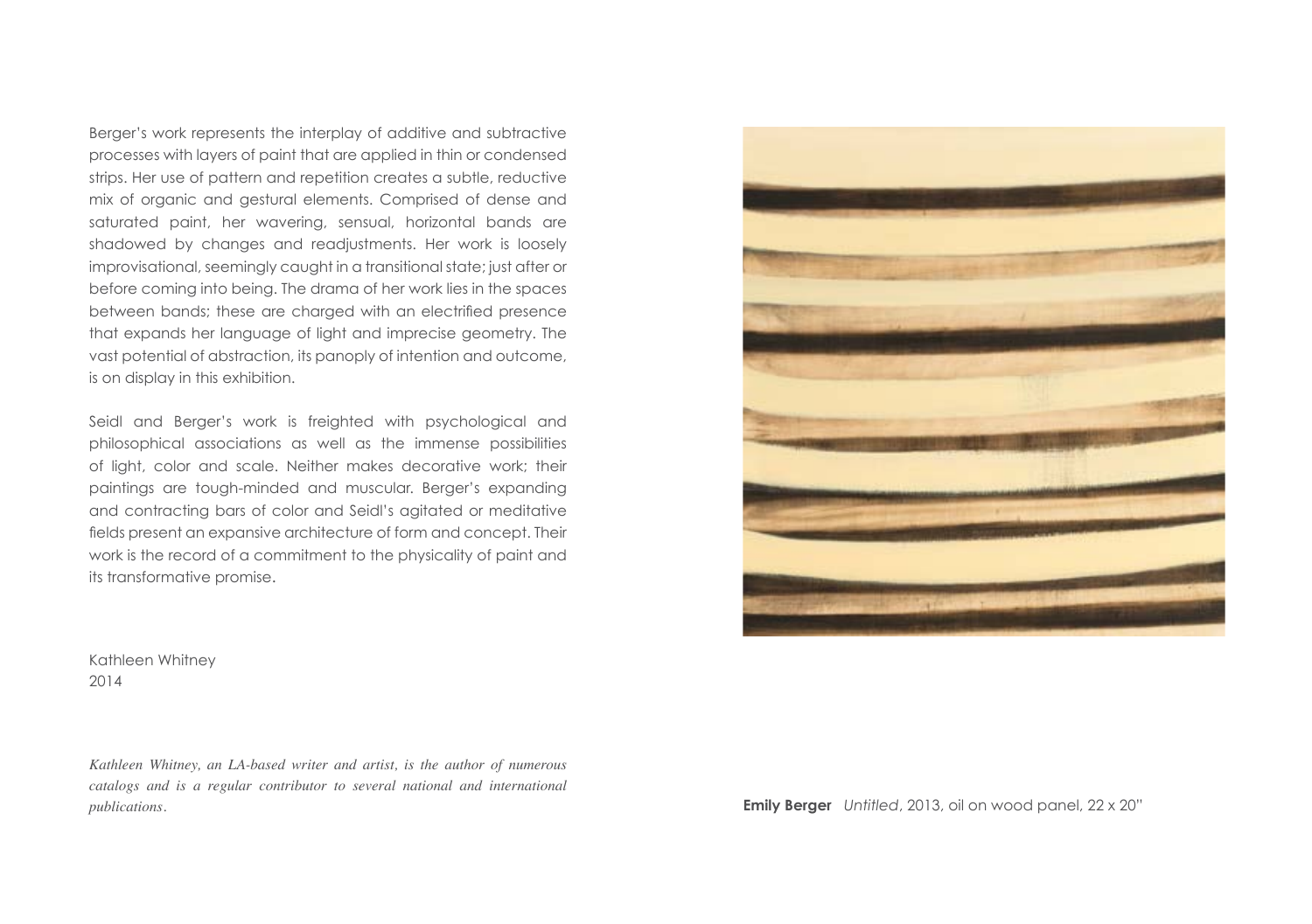Berger's work represents the interplay of additive and subtractive processes with layers of paint that are applied in thin or condensed strips. Her use of pattern and repetition creates a subtle, reductive mix of organic and gestural elements. Comprised of dense and saturated paint, her wavering, sensual, horizontal bands are shadowed by changes and readjustments. Her work is loosely improvisational, seemingly caught in a transitional state; just after or before coming into being. The drama of her work lies in the spaces between bands; these are charged with an electrified presence that expands her language of light and imprecise geometry. The vast potential of abstraction, its panoply of intention and outcome, is on display in this exhibition.

Seidl and Berger's work is freighted with psychological and philosophical associations as well as the immense possibilities of light, color and scale. Neither makes decorative work; their paintings are tough-minded and muscular. Berger's expanding and contracting bars of color and Seidl's agitated or meditative fields present an expansive architecture of form and concept. Their work is the record of a commitment to the physicality of paint and its transformative promise.

Kathleen Whitney
2014

*Kathleen Whitney, an LA-based writer and artist, is the author of numerous catalogs and is a regular contributor to several national and international publications.*

**Emily Berger** *Untitled*, 2013, oil on wood panel, 22 x 20"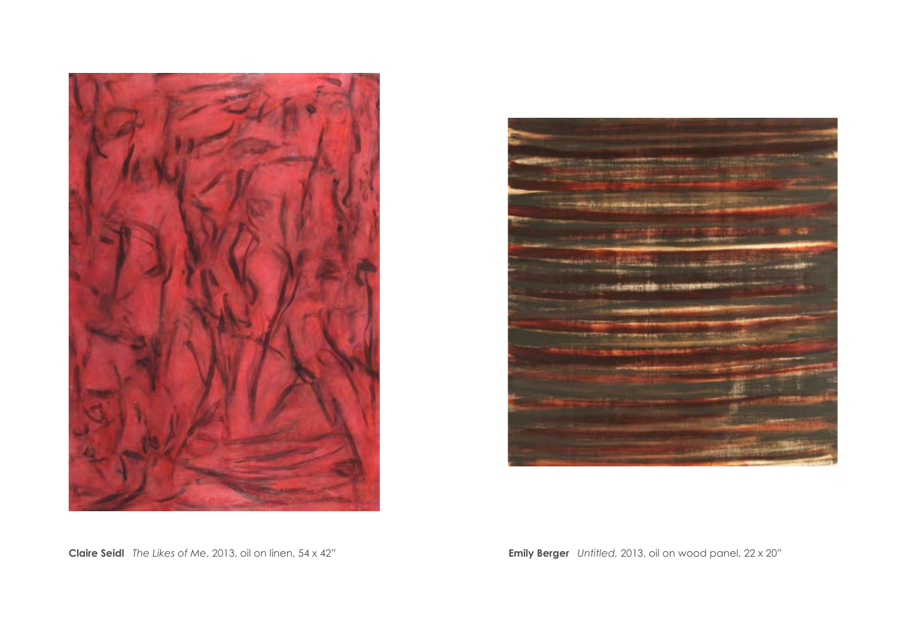**Claire Seidl** *The Likes of Me*, 2013, oil on linen, 54 x 42"

**Emily Berger** *Untitled,* 2013, oil on wood panel, 22 x 20"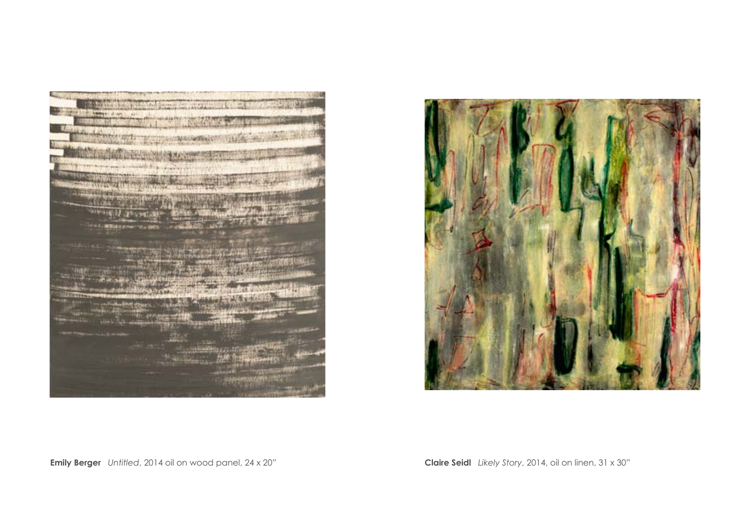**Emily Berger** *Untitled*, 2014 oil on wood panel, 24 x 20"

**Claire Seidl** *Likely Story*, 2014, oil on linen, 31 x 30"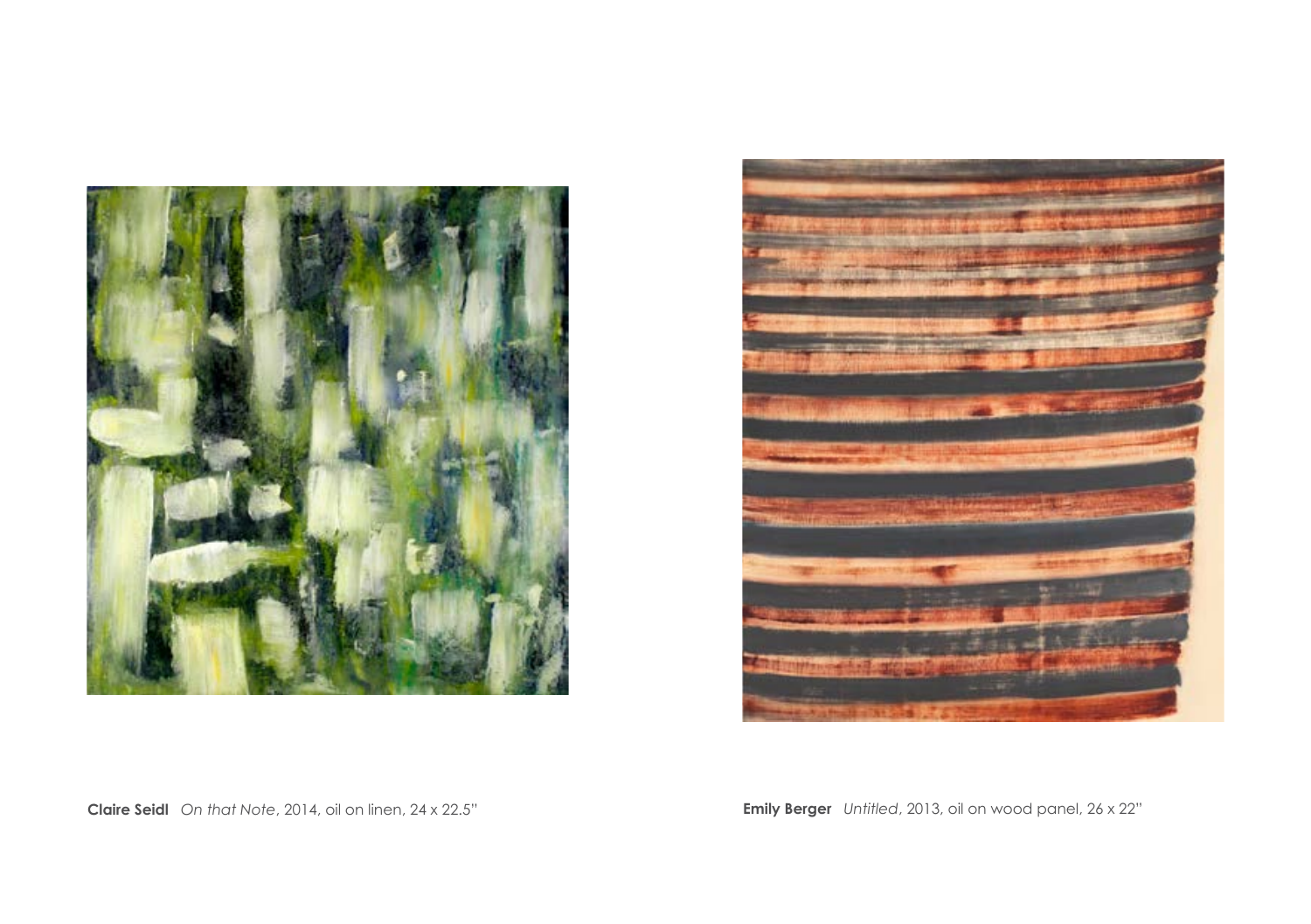**Claire Seidl** *On that Note*, 2014, oil on linen, 24 x 22.5"

**Emily Berger** *Untitled*, 2013, oil on wood panel, 26 x 22"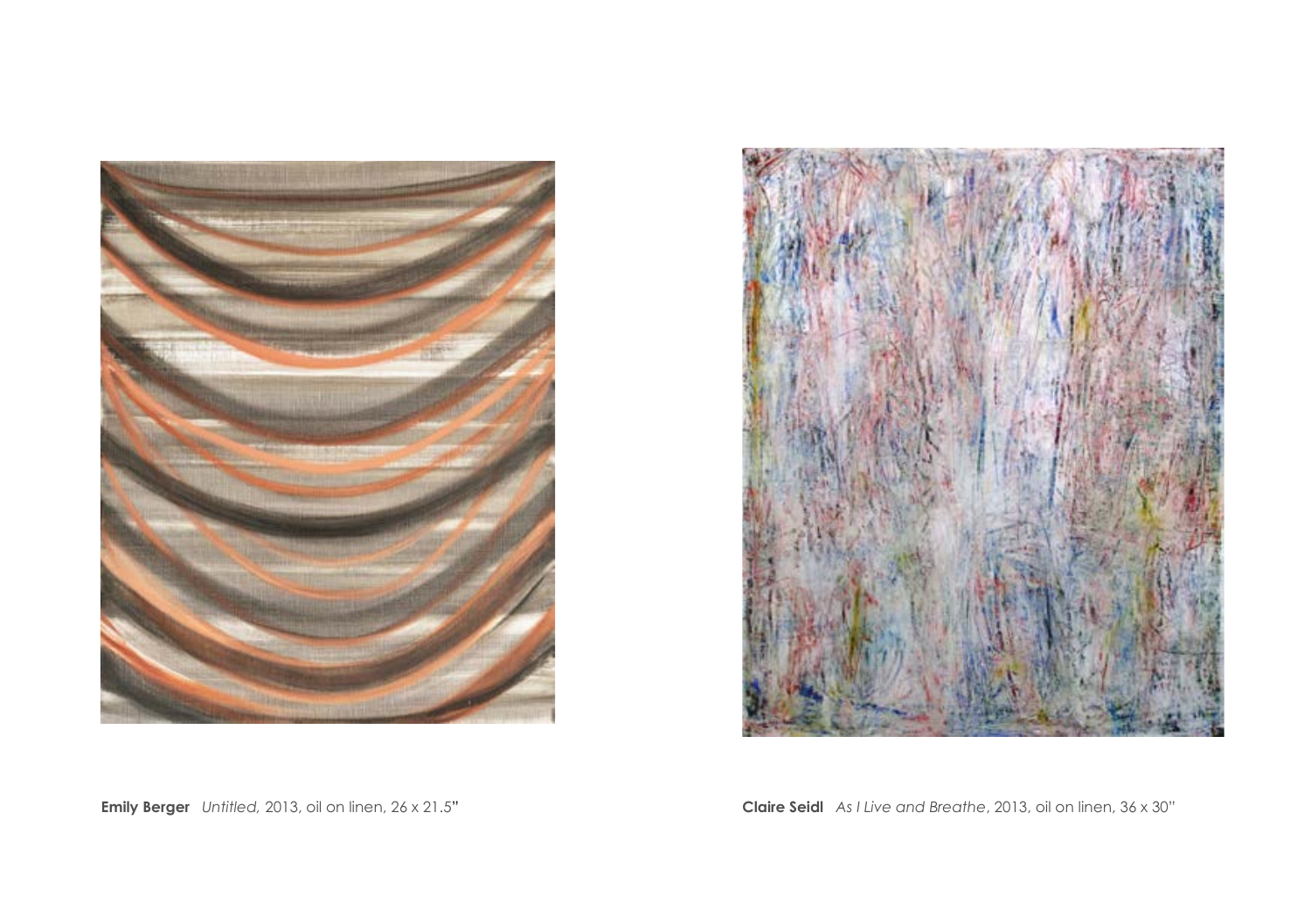**Emily Berger** *Untitled,* 2013, oil on linen, 26 x 21.5"

**Claire Seidl** *As I Live and Breathe*, 2013, oil on linen, 36 x 30"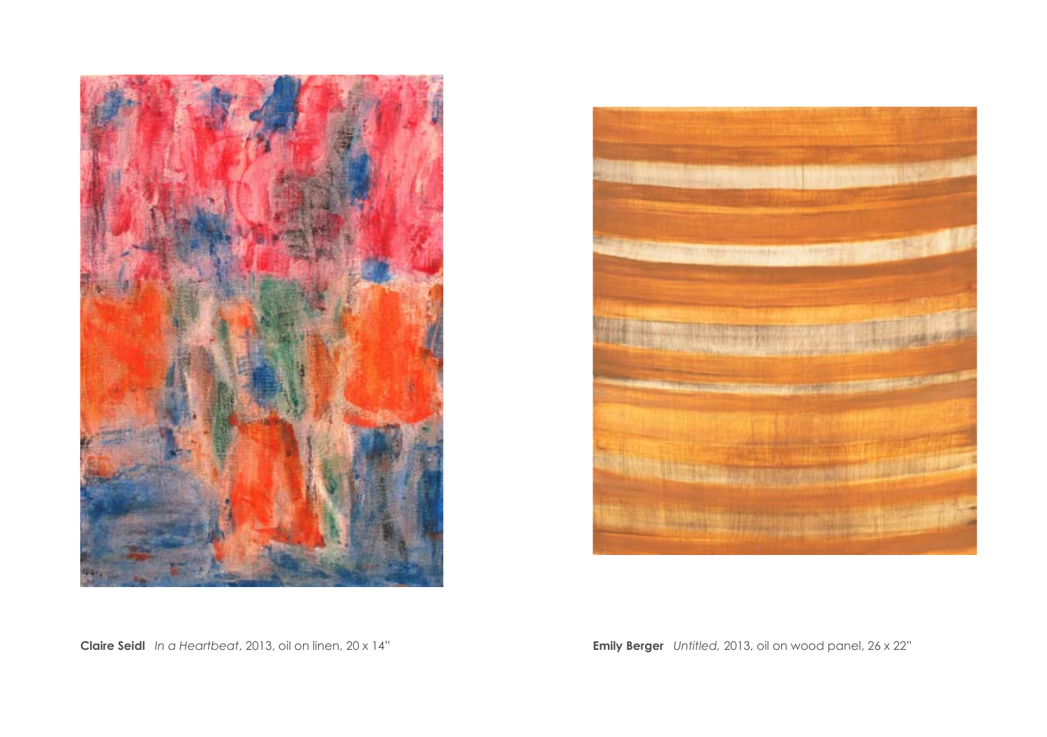**Claire Seidl** *In a Heartbeat*, 2013, oil on linen, 20 x 14"

**Emily Berger** *Untitled,* 2013, oil on wood panel, 26 x 22"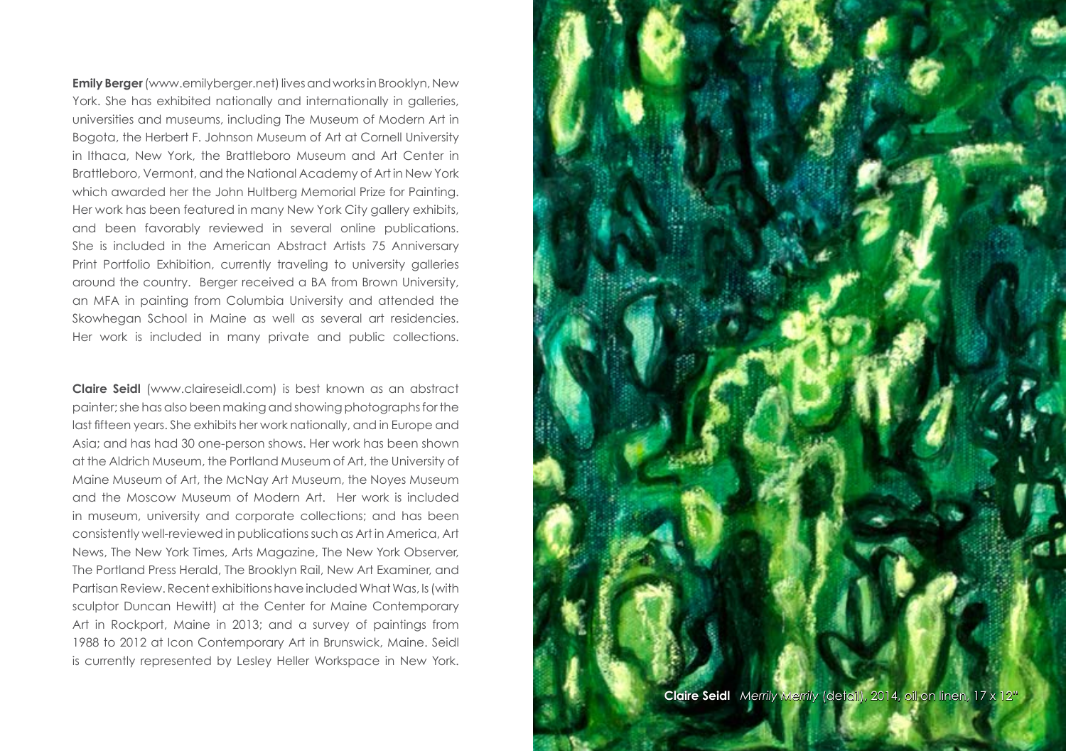**Emily Berger** (www.emilyberger.net) lives and works in Brooklyn, New York. She has exhibited nationally and internationally in galleries, universities and museums, including The Museum of Modern Art in Bogota, the Herbert F. Johnson Museum of Art at Cornell University in Ithaca, New York, the Brattleboro Museum and Art Center in Brattleboro, Vermont, and the National Academy of Art in New York which awarded her the John Hultberg Memorial Prize for Painting. Her work has been featured in many New York City gallery exhibits, and been favorably reviewed in several online publications. She is included in the American Abstract Artists 75 Anniversary Print Portfolio Exhibition, currently traveling to university galleries around the country. Berger received a BA from Brown University, an MFA in painting from Columbia University and attended the Skowhegan School in Maine as well as several art residencies. Her work is included in many private and public collections.

**Claire Seidl** (www.claireseidl.com) is best known as an abstract painter; she has also been making and showing photographs for the last fifteen years. She exhibits her work nationally, and in Europe and Asia; and has had 30 one-person shows. Her work has been shown at the Aldrich Museum, the Portland Museum of Art, the University of Maine Museum of Art, the McNay Art Museum, the Noyes Museum and the Moscow Museum of Modern Art. Her work is included in museum, university and corporate collections; and has been consistently well-reviewed in publications such as Art in America, Art News, The New York Times, Arts Magazine, The New York Observer, The Portland Press Herald, The Brooklyn Rail, New Art Examiner, and Partisan Review. Recent exhibitions have included What Was, Is (with sculptor Duncan Hewitt) at the Center for Maine Contemporary Art in Rockport, Maine in 2013; and a survey of paintings from 1988 to 2012 at Icon Contemporary Art in Brunswick, Maine. Seidl is currently represented by Lesley Heller Workspace in New York.

**Claire Seidl** *Merrily Merrily* (detail), 2014, oil on linen, 17 x 12"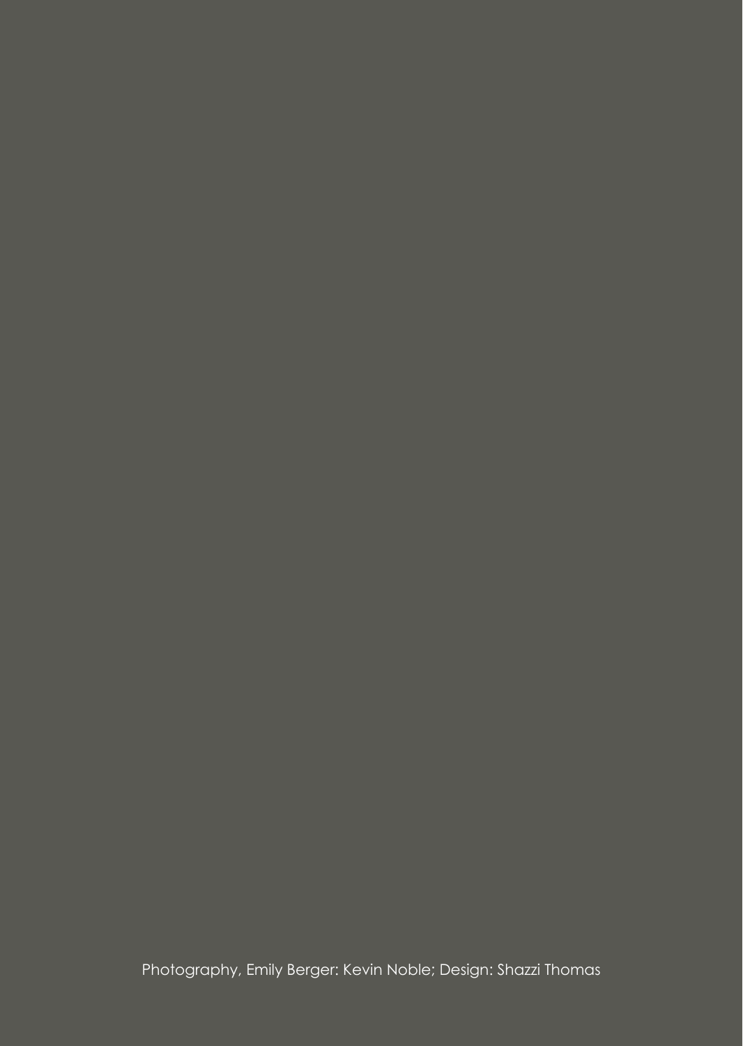Photography, Emily Berger: Kevin Noble; Design: Shazzi Thomas